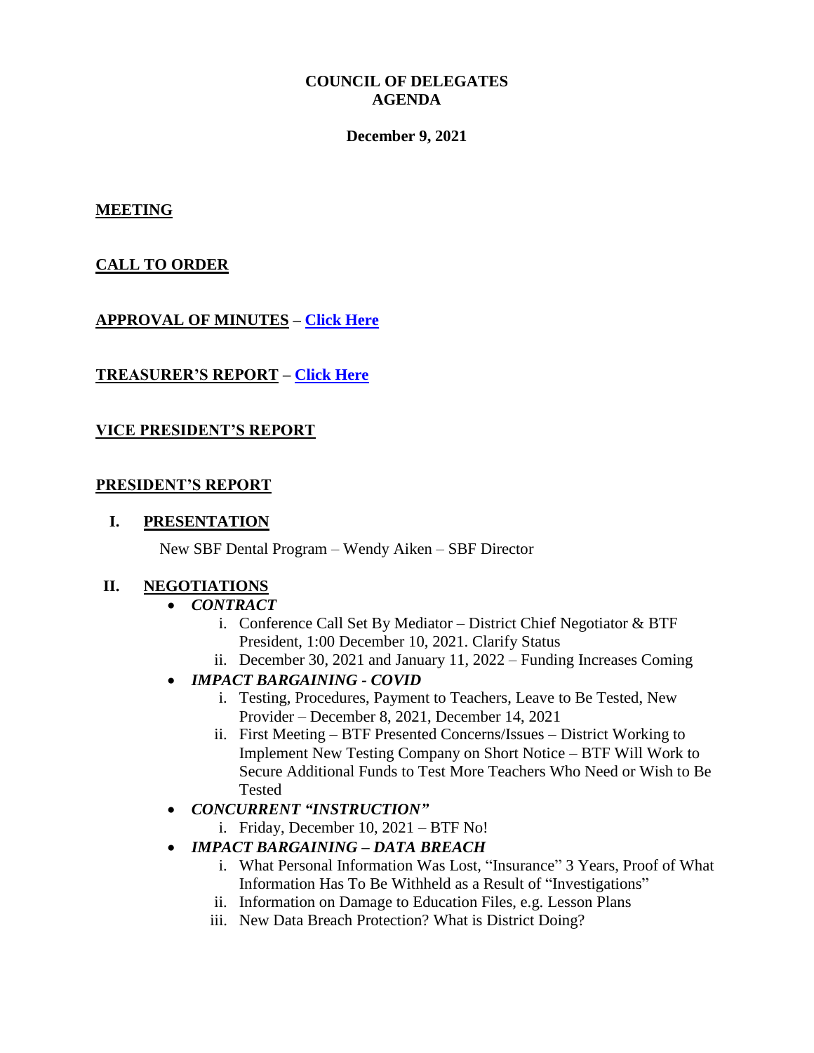# COUNCIL OF DELEGATES
# AGENDA

**December 9, 2021**

## MEETING

## CALL TO ORDER

## APPROVAL OF MINUTES – [Click Here]

## TREASURER'S REPORT – [Click Here]

## VICE PRESIDENT'S REPORT

## PRESIDENT'S REPORT

### I. PRESENTATION

New SBF Dental Program – Wendy Aiken – SBF Director

### II. NEGOTIATIONS

- ***CONTRACT***
  - i. Conference Call Set By Mediator – District Chief Negotiator & BTF President, 1:00 December 10, 2021. Clarify Status
  - ii. December 30, 2021 and January 11, 2022 – Funding Increases Coming
- ***IMPACT BARGAINING - COVID***
  - i. Testing, Procedures, Payment to Teachers, Leave to Be Tested, New Provider – December 8, 2021, December 14, 2021
  - ii. First Meeting – BTF Presented Concerns/Issues – District Working to Implement New Testing Company on Short Notice – BTF Will Work to Secure Additional Funds to Test More Teachers Who Need or Wish to Be Tested
- ***CONCURRENT "INSTRUCTION"***
  - i. Friday, December 10, 2021 – BTF No!
- ***IMPACT BARGAINING – DATA BREACH***
  - i. What Personal Information Was Lost, "Insurance" 3 Years, Proof of What Information Has To Be Withheld as a Result of "Investigations"
  - ii. Information on Damage to Education Files, e.g. Lesson Plans
  - iii. New Data Breach Protection? What is District Doing?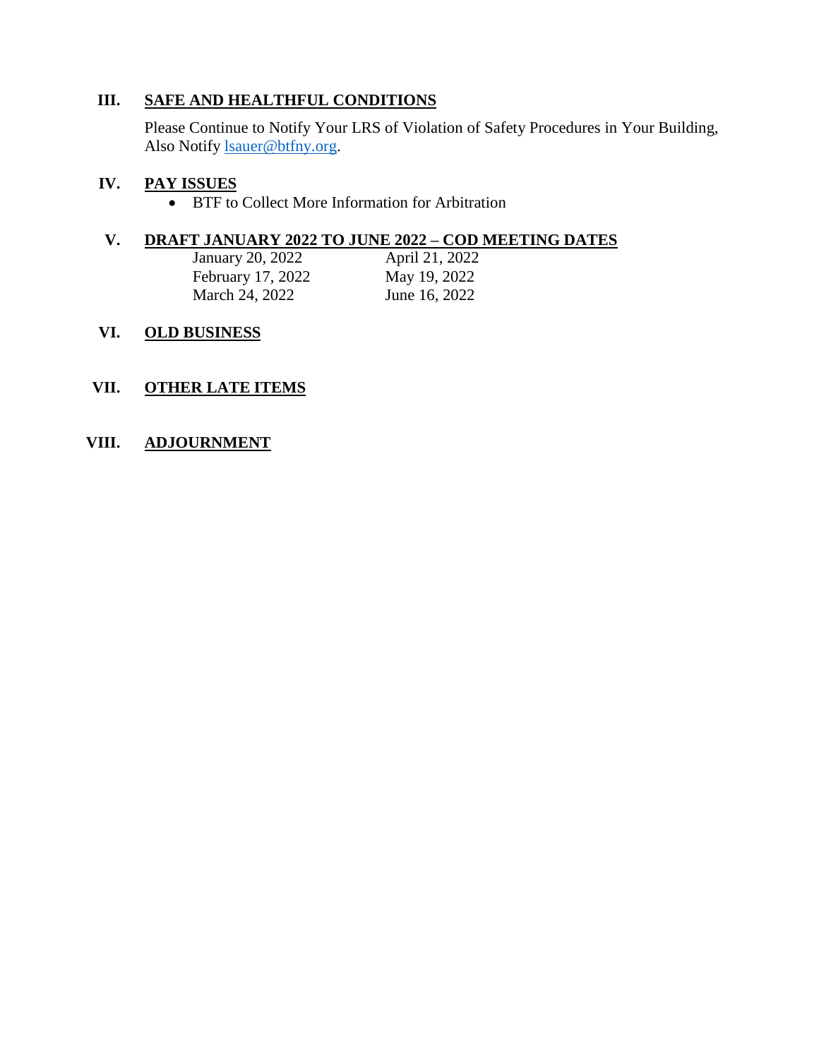## III. SAFE AND HEALTHFUL CONDITIONS

Please Continue to Notify Your LRS of Violation of Safety Procedures in Your Building, Also Notify lsauer@btfny.org.

## IV. PAY ISSUES

- BTF to Collect More Information for Arbitration

## V. DRAFT JANUARY 2022 TO JUNE 2022 – COD MEETING DATES

| | |
|---|---|
| January 20, 2022 | April 21, 2022 |
| February 17, 2022 | May 19, 2022 |
| March 24, 2022 | June 16, 2022 |

## VI. OLD BUSINESS

## VII. OTHER LATE ITEMS

## VIII. ADJOURNMENT